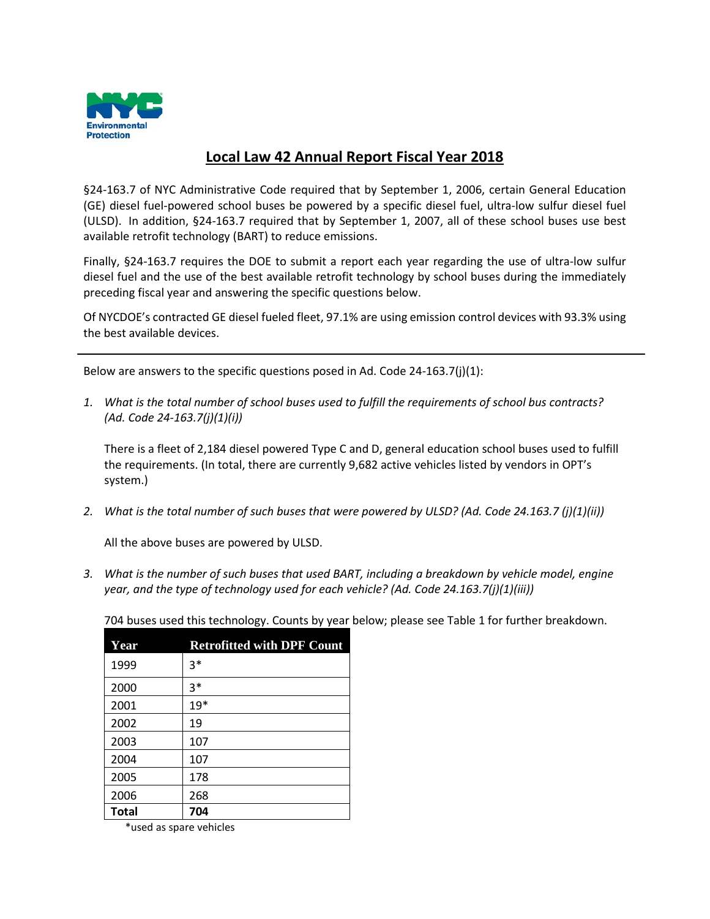NYC Environmental Protection

# Local Law 42 Annual Report Fiscal Year 2018

§24-163.7 of NYC Administrative Code required that by September 1, 2006, certain General Education (GE) diesel fuel-powered school buses be powered by a specific diesel fuel, ultra-low sulfur diesel fuel (ULSD). In addition, §24-163.7 required that by September 1, 2007, all of these school buses use best available retrofit technology (BART) to reduce emissions.

Finally, §24-163.7 requires the DOE to submit a report each year regarding the use of ultra-low sulfur diesel fuel and the use of the best available retrofit technology by school buses during the immediately preceding fiscal year and answering the specific questions below.

Of NYCDOE's contracted GE diesel fueled fleet, 97.1% are using emission control devices with 93.3% using the best available devices.

---

Below are answers to the specific questions posed in Ad. Code 24-163.7(j)(1):

1. *What is the total number of school buses used to fulfill the requirements of school bus contracts? (Ad. Code 24-163.7(j)(1)(i))*

   There is a fleet of 2,184 diesel powered Type C and D, general education school buses used to fulfill the requirements. (In total, there are currently 9,682 active vehicles listed by vendors in OPT's system.)

2. *What is the total number of such buses that were powered by ULSD? (Ad. Code 24.163.7 (j)(1)(ii))*

   All the above buses are powered by ULSD.

3. *What is the number of such buses that used BART, including a breakdown by vehicle model, engine year, and the type of technology used for each vehicle? (Ad. Code 24.163.7(j)(1)(iii))*

   704 buses used this technology. Counts by year below; please see Table 1 for further breakdown.

| Year | Retrofitted with DPF Count |
|---|---|
| 1999 | 3* |
| 2000 | 3* |
| 2001 | 19* |
| 2002 | 19 |
| 2003 | 107 |
| 2004 | 107 |
| 2005 | 178 |
| 2006 | 268 |
| **Total** | **704** |

*used as spare vehicles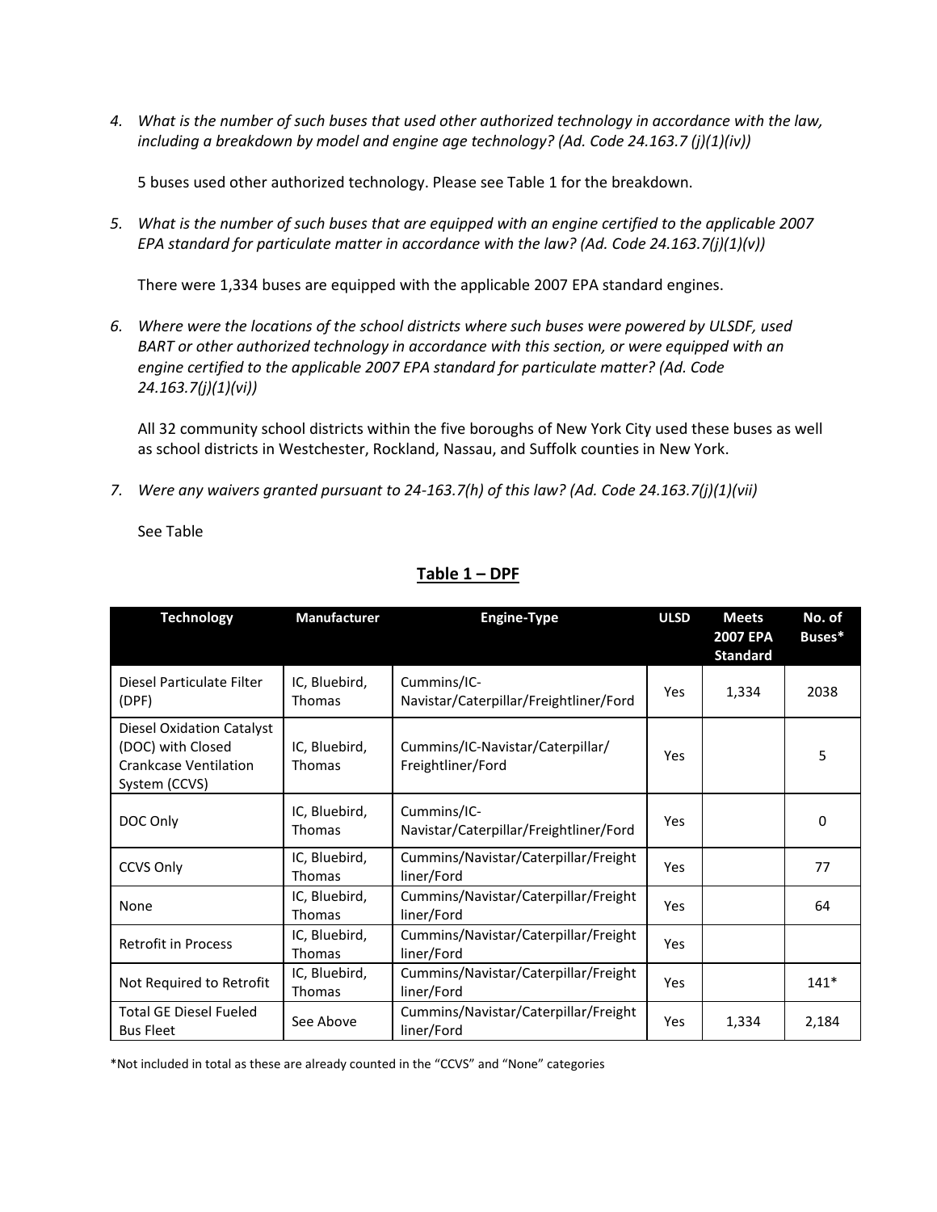4. *What is the number of such buses that used other authorized technology in accordance with the law, including a breakdown by model and engine age technology? (Ad. Code 24.163.7 (j)(1)(iv))*

   5 buses used other authorized technology. Please see Table 1 for the breakdown.

5. *What is the number of such buses that are equipped with an engine certified to the applicable 2007 EPA standard for particulate matter in accordance with the law? (Ad. Code 24.163.7(j)(1)(v))*

   There were 1,334 buses are equipped with the applicable 2007 EPA standard engines.

6. *Where were the locations of the school districts where such buses were powered by ULSDF, used BART or other authorized technology in accordance with this section, or were equipped with an engine certified to the applicable 2007 EPA standard for particulate matter? (Ad. Code 24.163.7(j)(1)(vi))*

   All 32 community school districts within the five boroughs of New York City used these buses as well as school districts in Westchester, Rockland, Nassau, and Suffolk counties in New York.

7. *Were any waivers granted pursuant to 24-163.7(h) of this law? (Ad. Code 24.163.7(j)(1)(vii)*

   See Table

## Table 1 – DPF

| Technology | Manufacturer | Engine-Type | ULSD | Meets 2007 EPA Standard | No. of Buses* |
|---|---|---|---|---|---|
| Diesel Particulate Filter (DPF) | IC, Bluebird, Thomas | Cummins/IC-Navistar/Caterpillar/Freightliner/Ford | Yes | 1,334 | 2038 |
| Diesel Oxidation Catalyst (DOC) with Closed Crankcase Ventilation System (CCVS) | IC, Bluebird, Thomas | Cummins/IC-Navistar/Caterpillar/ Freightliner/Ford | Yes | | 5 |
| DOC Only | IC, Bluebird, Thomas | Cummins/IC-Navistar/Caterpillar/Freightliner/Ford | Yes | | 0 |
| CCVS Only | IC, Bluebird, Thomas | Cummins/Navistar/Caterpillar/Freightliner/Ford | Yes | | 77 |
| None | IC, Bluebird, Thomas | Cummins/Navistar/Caterpillar/Freightliner/Ford | Yes | | 64 |
| Retrofit in Process | IC, Bluebird, Thomas | Cummins/Navistar/Caterpillar/Freightliner/Ford | Yes | | |
| Not Required to Retrofit | IC, Bluebird, Thomas | Cummins/Navistar/Caterpillar/Freightliner/Ford | Yes | | 141* |
| Total GE Diesel Fueled Bus Fleet | See Above | Cummins/Navistar/Caterpillar/Freightliner/Ford | Yes | 1,334 | 2,184 |

*Not included in total as these are already counted in the "CCVS" and "None" categories